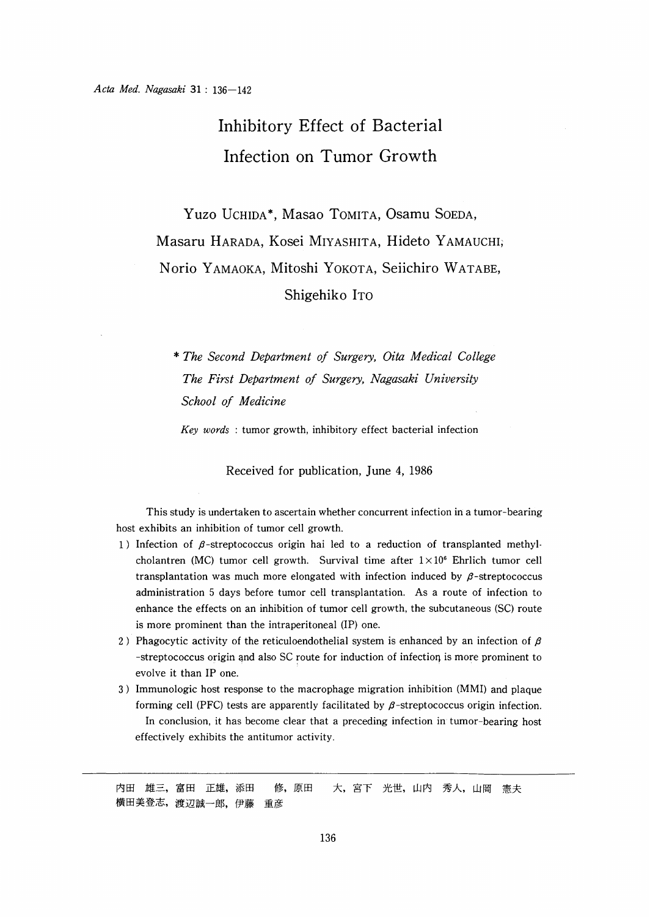# Inhibitory Effect of Bacterial Infection on Tumor Growth

Yuzo UCHIDA*, Masao TOMITA, Osamu SOEDA, Masaru HARADA, Kosei MIYASHITA, Hideto YAMAUCHI, Norio YAMAOKA, Mitoshi YOKOTA, Seiichiro WATABE, Shigehiko ITO

*\* The Second Department of Surgery, Oita Medical College*
*The First Department of Surgery, Nagasaki University School of Medicine*

*Key words* : tumor growth, inhibitory effect bacterial infection

Received for publication, June 4, 1986

This study is undertaken to ascertain whether concurrent infection in a tumor-bearing host exhibits an inhibition of tumor cell growth.

1) Infection of $\beta$-streptococcus origin hai led to a reduction of transplanted methylcholantren (MC) tumor cell growth. Survival time after $1 \times 10^6$ Ehrlich tumor cell transplantation was much more elongated with infection induced by $\beta$-streptococcus administration 5 days before tumor cell transplantation. As a route of infection to enhance the effects on an inhibition of tumor cell growth, the subcutaneous (SC) route is more prominent than the intraperitoneal (IP) one.
2) Phagocytic activity of the reticuloendothelial system is enhanced by an infection of $\beta$-streptococcus origin and also SC route for induction of infection is more prominent to evolve it than IP one.
3) Immunologic host response to the macrophage migration inhibition (MMI) and plaque forming cell (PFC) tests are apparently facilitated by $\beta$-streptococcus origin infection.

In conclusion, it has become clear that a preceding infection in tumor-bearing host effectively exhibits the antitumor activity.

---

内田　雄三，富田　正雄，添田　　修，原田　　大，宮下　光世，山内　秀人，山岡　憲夫
横田美登志，渡辺誠一郎，伊藤　重彦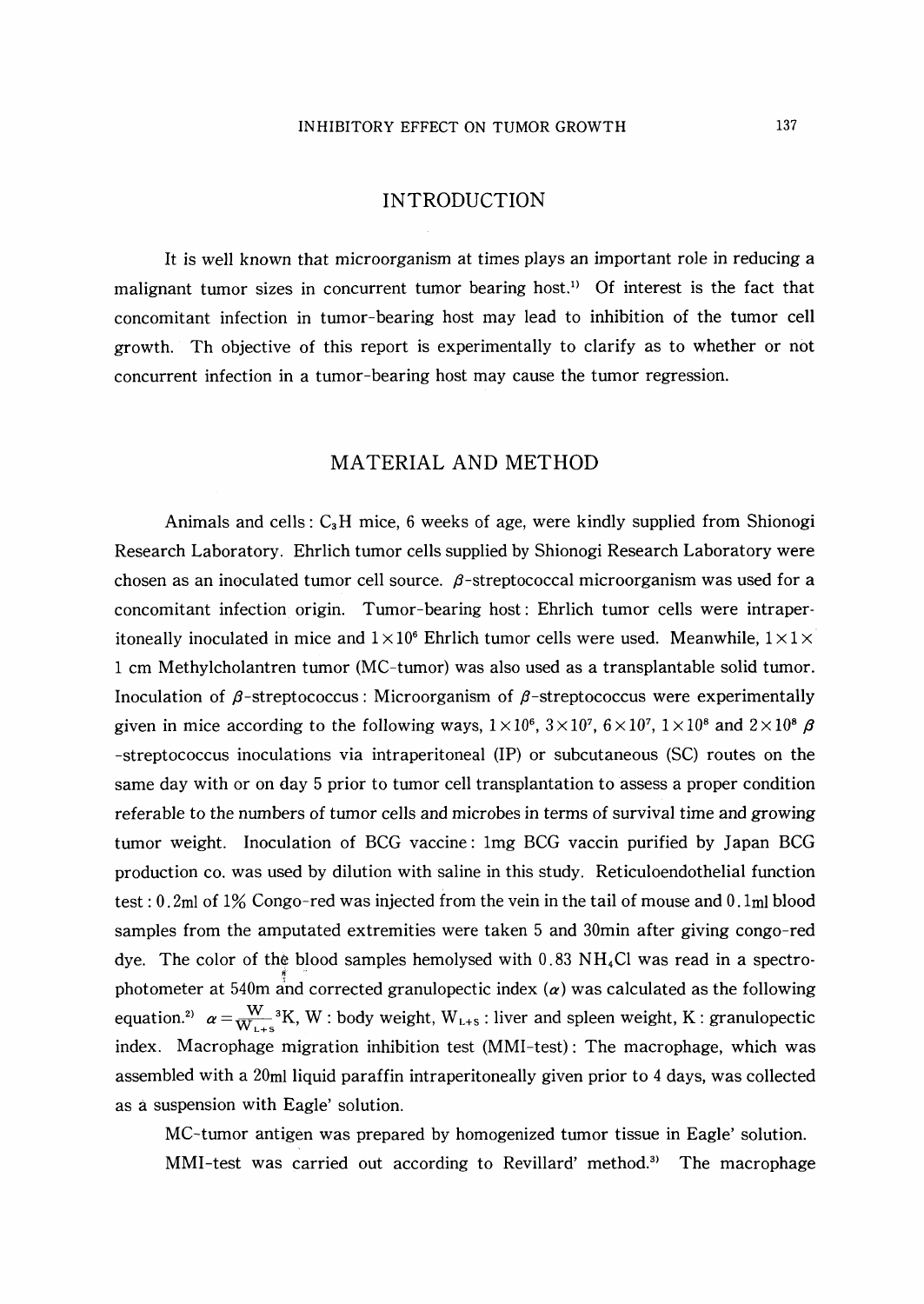## INTRODUCTION

It is well known that microorganism at times plays an important role in reducing a malignant tumor sizes in concurrent tumor bearing host.[1] Of interest is the fact that concomitant infection in tumor-bearing host may lead to inhibition of the tumor cell growth. Th objective of this report is experimentally to clarify as to whether or not concurrent infection in a tumor-bearing host may cause the tumor regression.

## MATERIAL AND METHOD

Animals and cells: $C_3H$ mice, 6 weeks of age, were kindly supplied from Shionogi Research Laboratory. Ehrlich tumor cells supplied by Shionogi Research Laboratory were chosen as an inoculated tumor cell source. $\beta$-streptococcal microorganism was used for a concomitant infection origin. Tumor-bearing host: Ehrlich tumor cells were intraperitoneally inoculated in mice and $1\times10^6$ Ehrlich tumor cells were used. Meanwhile, $1\times1\times$ 1 cm Methylcholantren tumor (MC-tumor) was also used as a transplantable solid tumor. Inoculation of $\beta$-streptococcus: Microorganism of $\beta$-streptococcus were experimentally given in mice according to the following ways, $1\times10^6$, $3\times10^7$, $6\times10^7$, $1\times10^8$ and $2\times10^8$ $\beta$-streptococcus inoculations via intraperitoneal (IP) or subcutaneous (SC) routes on the same day with or on day 5 prior to tumor cell transplantation to assess a proper condition referable to the numbers of tumor cells and microbes in terms of survival time and growing tumor weight. Inoculation of BCG vaccine: 1mg BCG vaccin purified by Japan BCG production co. was used by dilution with saline in this study. Reticuloendothelial function test: 0.2ml of 1% Congo-red was injected from the vein in the tail of mouse and 0.1ml blood samples from the amputated extremities were taken 5 and 30min after giving congo-red dye. The color of the blood samples hemolysed with 0.83 $NH_4Cl$ was read in a spectrophotometer at 540m and corrected granulopectic index ($\alpha$) was calculated as the following equation.[2] $\alpha=\frac{W}{W_{L+S}}{}^3K$, W: body weight, $W_{L+S}$: liver and spleen weight, K: granulopectic index. Macrophage migration inhibition test (MMI-test): The macrophage, which was assembled with a 20ml liquid paraffin intraperitoneally given prior to 4 days, was collected as a suspension with Eagle' solution.

MC-tumor antigen was prepared by homogenized tumor tissue in Eagle' solution.

MMI-test was carried out according to Revillard' method.[3] The macrophage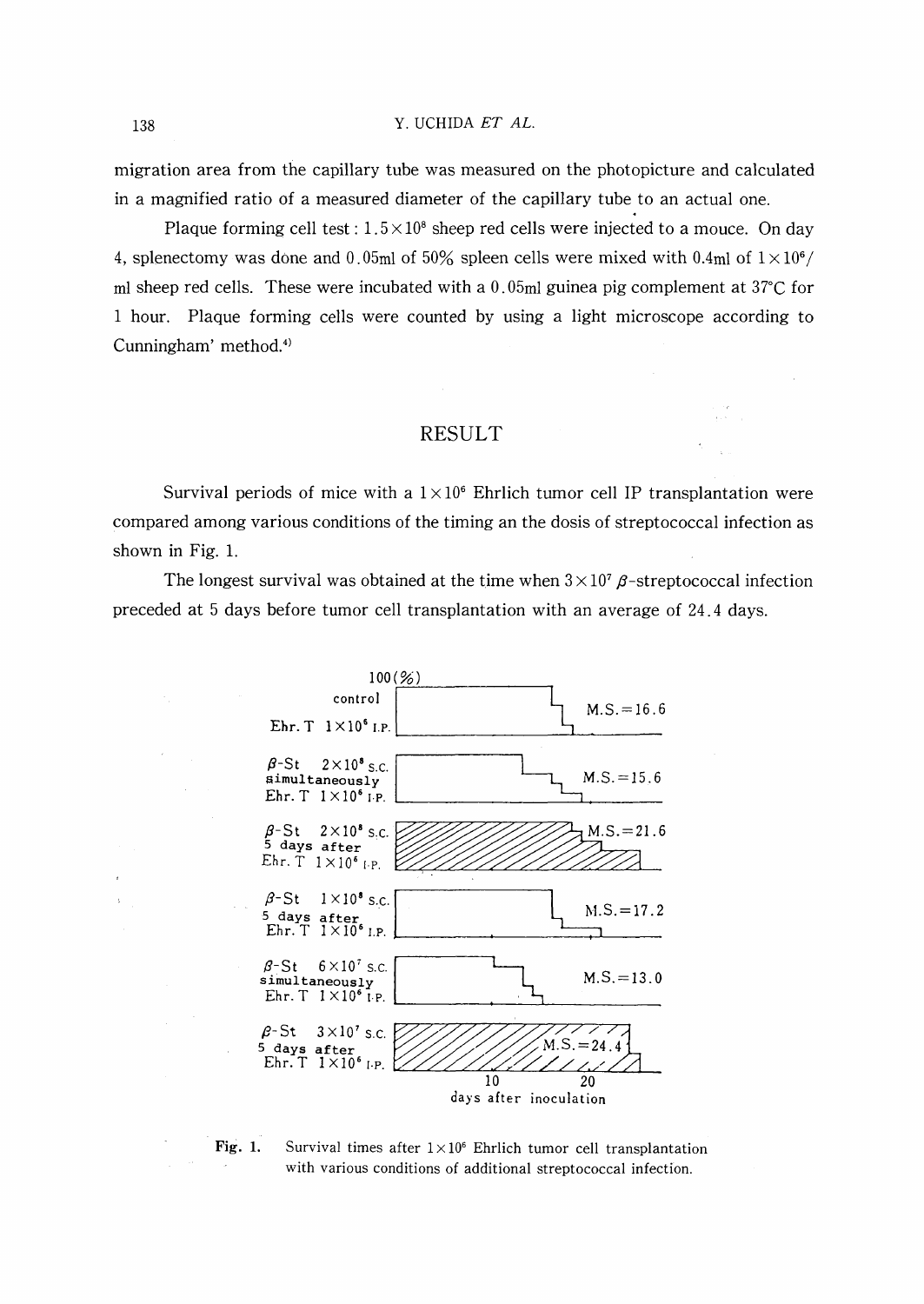migration area from the capillary tube was measured on the photopicture and calculated in a magnified ratio of a measured diameter of the capillary tube to an actual one.

Plaque forming cell test : $1.5 \times 10^8$ sheep red cells were injected to a mouce. On day 4, splenectomy was done and 0.05ml of 50% spleen cells were mixed with 0.4ml of $1 \times 10^6$/ml sheep red cells. These were incubated with a 0.05ml guinea pig complement at 37°C for 1 hour. Plaque forming cells were counted by using a light microscope according to Cunningham' method.[4]

## RESULT

Survival periods of mice with a $1 \times 10^6$ Ehrlich tumor cell IP transplantation were compared among various conditions of the timing an the dosis of streptococcal infection as shown in Fig. 1.

The longest survival was obtained at the time when $3 \times 10^7$ $\beta$-streptococcal infection preceded at 5 days before tumor cell transplantation with an average of 24.4 days.

100(%)

| Condition | M.S. |
|---|---|
| control<br>Ehr. T $1 \times 10^6$ I.P. | M.S.=16.6 |
| $\beta$-St $2 \times 10^8$ s.c.<br>simultaneously<br>Ehr. T $1 \times 10^6$ I.P. | M.S.=15.6 |
| $\beta$-St $2 \times 10^8$ s.c.<br>5 days after<br>Ehr. T $1 \times 10^6$ I.P. | M.S.=21.6 |
| $\beta$-St $1 \times 10^8$ s.c.<br>5 days after<br>Ehr. T $1 \times 10^6$ I.P. | M.S.=17.2 |
| $\beta$-St $6 \times 10^7$ s.c.<br>simultaneously<br>Ehr. T $1 \times 10^6$ I.P. | M.S.=13.0 |
| $\beta$-St $3 \times 10^7$ s.c.<br>5 days after<br>Ehr. T $1 \times 10^6$ I.P. | M.S.=24.4 |

10 20
days after inoculation

**Fig. 1.** Survival times after $1 \times 10^6$ Ehrlich tumor cell transplantation with various conditions of additional streptococcal infection.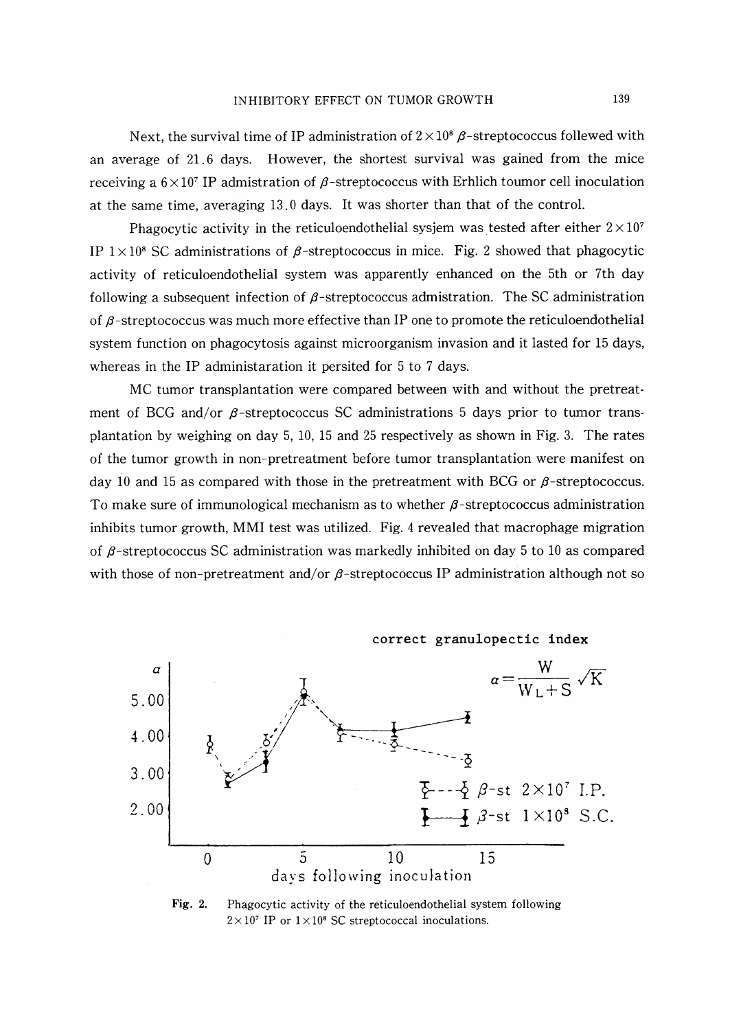Next, the survival time of IP administration of $2 \times 10^8$ $\beta$-streptococcus follewed with an average of 21.6 days. However, the shortest survival was gained from the mice receiving a $6 \times 10^7$ IP admistration of $\beta$-streptococcus with Erhlich toumor cell inoculation at the same time, averaging 13.0 days. It was shorter than that of the control.

Phagocytic activity in the reticuloendothelial sysjem was tested after either $2 \times 10^7$ IP $1 \times 10^8$ SC administrations of $\beta$-streptococcus in mice. Fig. 2 showed that phagocytic activity of reticuloendothelial system was apparently enhanced on the 5th or 7th day following a subsequent infection of $\beta$-streptococcus admistration. The SC administration of $\beta$-streptococcus was much more effective than IP one to promote the reticuloendothelial system function on phagocytosis against microorganism invasion and it lasted for 15 days, whereas in the IP administaration it persited for 5 to 7 days.

MC tumor transplantation were compared between with and without the pretreatment of BCG and/or $\beta$-streptococcus SC administrations 5 days prior to tumor transplantation by weighing on day 5, 10, 15 and 25 respectively as shown in Fig. 3. The rates of the tumor growth in non-pretreatment before tumor transplantation were manifest on day 10 and 15 as compared with those in the pretreatment with BCG or $\beta$-streptococcus. To make sure of immunological mechanism as to whether $\beta$-streptococcus administration inhibits tumor growth, MMI test was utilized. Fig. 4 revealed that macrophage migration of $\beta$-streptococcus SC administration was markedly inhibited on day 5 to 10 as compared with those of non-pretreatment and/or $\beta$-streptococcus IP administration although not so

correct granulopectic index

$$\alpha = \frac{W}{W_L + S} \sqrt{K}$$

$\beta$-st $2 \times 10^7$ I.P.

$\beta$-st $1 \times 10^8$ S.C.

days following inoculation

**Fig. 2.** Phagocytic activity of the reticuloendothelial system following $2 \times 10^7$ IP or $1 \times 10^8$ SC streptococcal inoculations.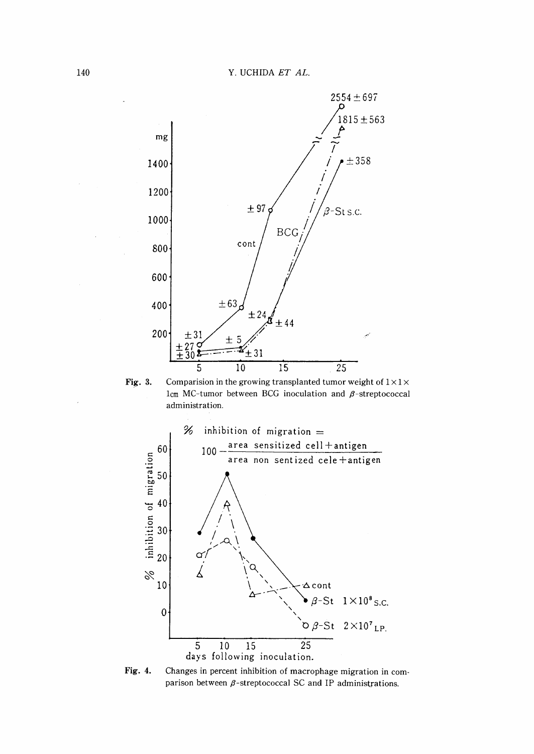**Fig. 3.** Comparision in the growing transplanted tumor weight of $1 \times 1 \times 1$cm MC-tumor between BCG inoculation and $\beta$-streptococcal administration.

**Fig. 4.** Changes in percent inhibition of macrophage migration in comparison between $\beta$-streptococcal SC and IP administrations.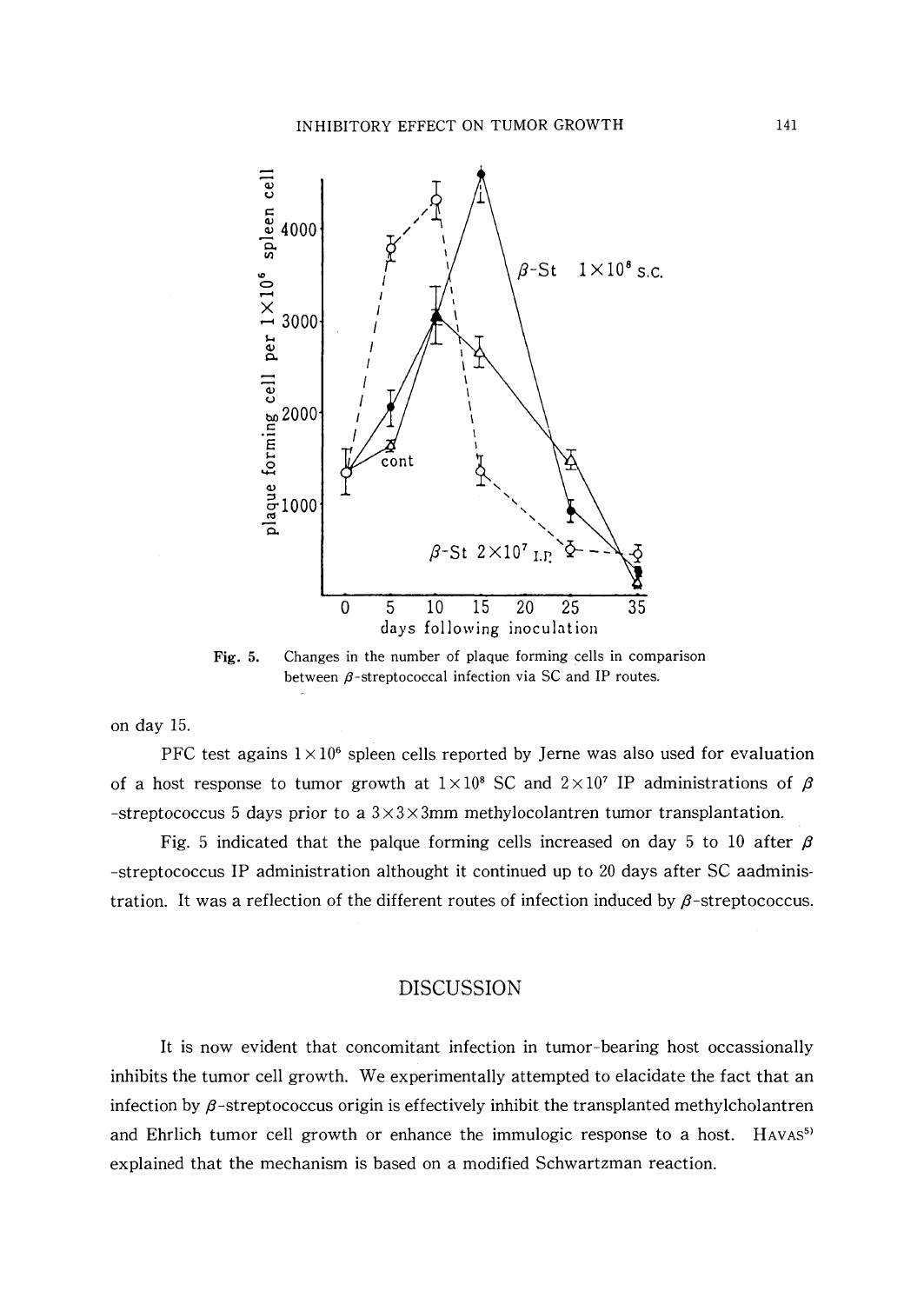Fig. 5. Changes in the number of plaque forming cells in comparison between $\beta$-streptococcal infection via SC and IP routes.

on day 15.

PFC test agains $1\times10^{6}$ spleen cells reported by Jerne was also used for evaluation of a host response to tumor growth at $1\times10^{8}$ SC and $2\times10^{7}$ IP administrations of $\beta$-streptococcus 5 days prior to a $3\times3\times3$mm methylocolantren tumor transplantation.

Fig. 5 indicated that the palque forming cells increased on day 5 to 10 after $\beta$-streptococcus IP administration althought it continued up to 20 days after SC aadministration. It was a reflection of the different routes of infection induced by $\beta$-streptococcus.

## DISCUSSION

It is now evident that concomitant infection in tumor-bearing host occassionally inhibits the tumor cell growth. We experimentally attempted to elacidate the fact that an infection by $\beta$-streptococcus origin is effectively inhibit the transplanted methylcholantren and Ehrlich tumor cell growth or enhance the immulogic response to a host. HAVAS[5] explained that the mechanism is based on a modified Schwartzman reaction.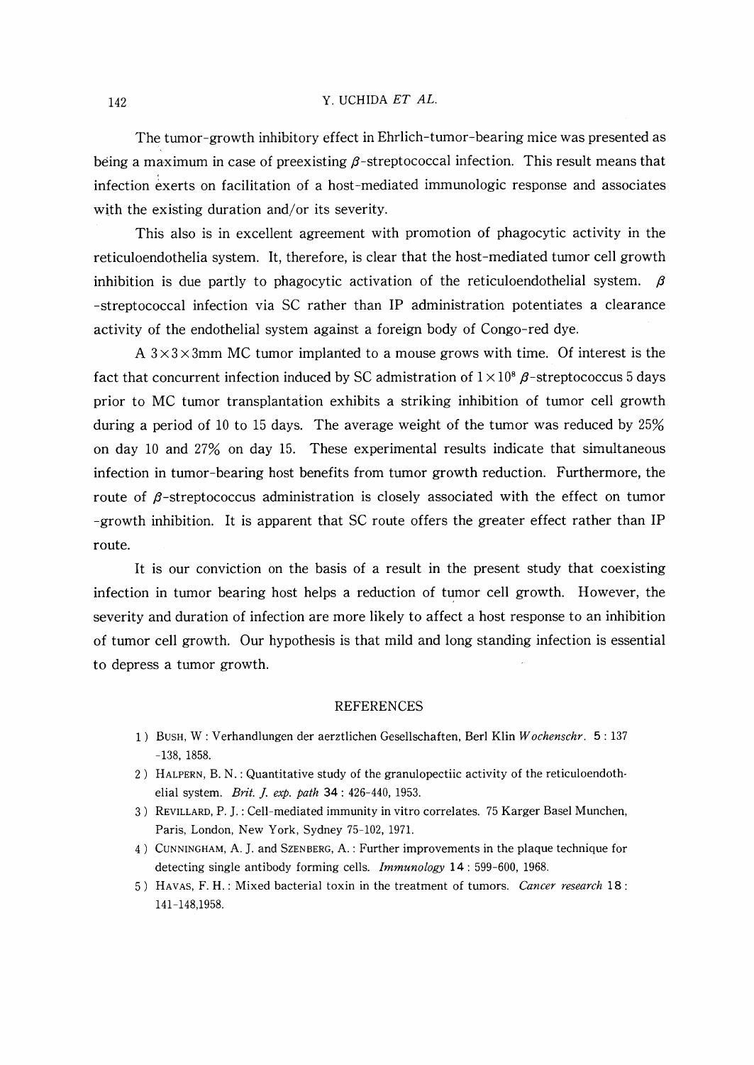The tumor-growth inhibitory effect in Ehrlich-tumor-bearing mice was presented as being a maximum in case of preexisting $\beta$-streptococcal infection. This result means that infection exerts on facilitation of a host-mediated immunologic response and associates with the existing duration and/or its severity.

This also is in excellent agreement with promotion of phagocytic activity in the reticuloendothelia system. It, therefore, is clear that the host-mediated tumor cell growth inhibition is due partly to phagocytic activation of the reticuloendothelial system. $\beta$ -streptococcal infection via SC rather than IP administration potentiates a clearance activity of the endothelial system against a foreign body of Congo-red dye.

A $3\times3\times3$mm MC tumor implanted to a mouse grows with time. Of interest is the fact that concurrent infection induced by SC admistration of $1\times10^8$ $\beta$-streptococcus 5 days prior to MC tumor transplantation exhibits a striking inhibition of tumor cell growth during a period of 10 to 15 days. The average weight of the tumor was reduced by 25% on day 10 and 27% on day 15. These experimental results indicate that simultaneous infection in tumor-bearing host benefits from tumor growth reduction. Furthermore, the route of $\beta$-streptococcus administration is closely associated with the effect on tumor -growth inhibition. It is apparent that SC route offers the greater effect rather than IP route.

It is our conviction on the basis of a result in the present study that coexisting infection in tumor bearing host helps a reduction of tumor cell growth. However, the severity and duration of infection are more likely to affect a host response to an inhibition of tumor cell growth. Our hypothesis is that mild and long standing infection is essential to depress a tumor growth.

## REFERENCES

1) BUSH, W : Verhandlungen der aerztlichen Gesellschaften, Berl Klin *Wochenschr*. **5** : 137 -138, 1858.
2) HALPERN, B. N. : Quantitative study of the granulopectiic activity of the reticuloendothelial system. *Brit. J. exp. path* **34** : 426-440, 1953.
3) REVILLARD, P. J. : Cell-mediated immunity in vitro correlates. 75 Karger Basel Munchen, Paris, London, New York, Sydney 75-102, 1971.
4) CUNNINGHAM, A. J. and SZENBERG, A. : Further improvements in the plaque technique for detecting single antibody forming cells. *Immunology* **14** : 599-600, 1968.
5) HAVAS, F. H. : Mixed bacterial toxin in the treatment of tumors. *Cancer research* **18** : 141-148,1958.